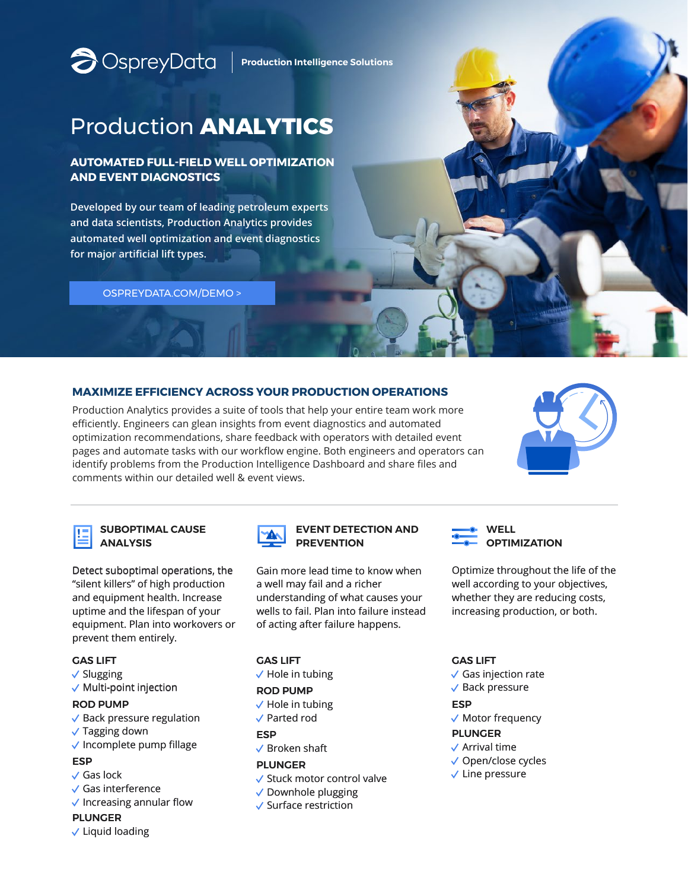OspreyData | Production Intelligence Solutions

# Production **ANALYTICS**

## AUTOMATED FULL-FIELD WELL OPTIMIZATION AND EVENT DIAGNOSTICS

Developed by our team of leading petroleum experts and data scientists, Production Analytics provides automated well optimization and event diagnostics for major artificial lift types.

OSPREYDATA.COM/DEMO >

## MAXIMIZE EFFICIENCY ACROSS YOUR PRODUCTION OPERATIONS

Production Analytics provides a suite of tools that help your entire team work more efficiently. Engineers can glean insights from event diagnostics and automated optimization recommendations, share feedback with operators with detailed event pages and automate tasks with our workflow engine. Both engineers and operators can identify problems from the Production Intelligence Dashboard and share files and comments within our detailed well & event views.

### SUBOPTIMAL CAUSE ANALYSIS

Detect suboptimal operations, the "silent killers" of high production and equipment health. Increase uptime and the lifespan of your equipment. Plan into workovers or prevent them entirely.

**GAS LIFT**
- ✓ Slugging
- ✓ Multi-point injection

**ROD PUMP**
- ✓ Back pressure regulation
- ✓ Tagging down
- ✓ Incomplete pump fillage

**ESP**
- ✓ Gas lock
- ✓ Gas interference
- ✓ Increasing annular flow

**PLUNGER**
- ✓ Liquid loading

### EVENT DETECTION AND PREVENTION

Gain more lead time to know when a well may fail and a richer understanding of what causes your wells to fail. Plan into failure instead of acting after failure happens.

**GAS LIFT**
- ✓ Hole in tubing

**ROD PUMP**
- ✓ Hole in tubing
- ✓ Parted rod

**ESP**
- ✓ Broken shaft

**PLUNGER**
- ✓ Stuck motor control valve
- ✓ Downhole plugging
- ✓ Surface restriction

### WELL OPTIMIZATION

Optimize throughout the life of the well according to your objectives, whether they are reducing costs, increasing production, or both.

**GAS LIFT**
- ✓ Gas injection rate
- ✓ Back pressure

**ESP**
- ✓ Motor frequency

**PLUNGER**
- ✓ Arrival time
- ✓ Open/close cycles
- ✓ Line pressure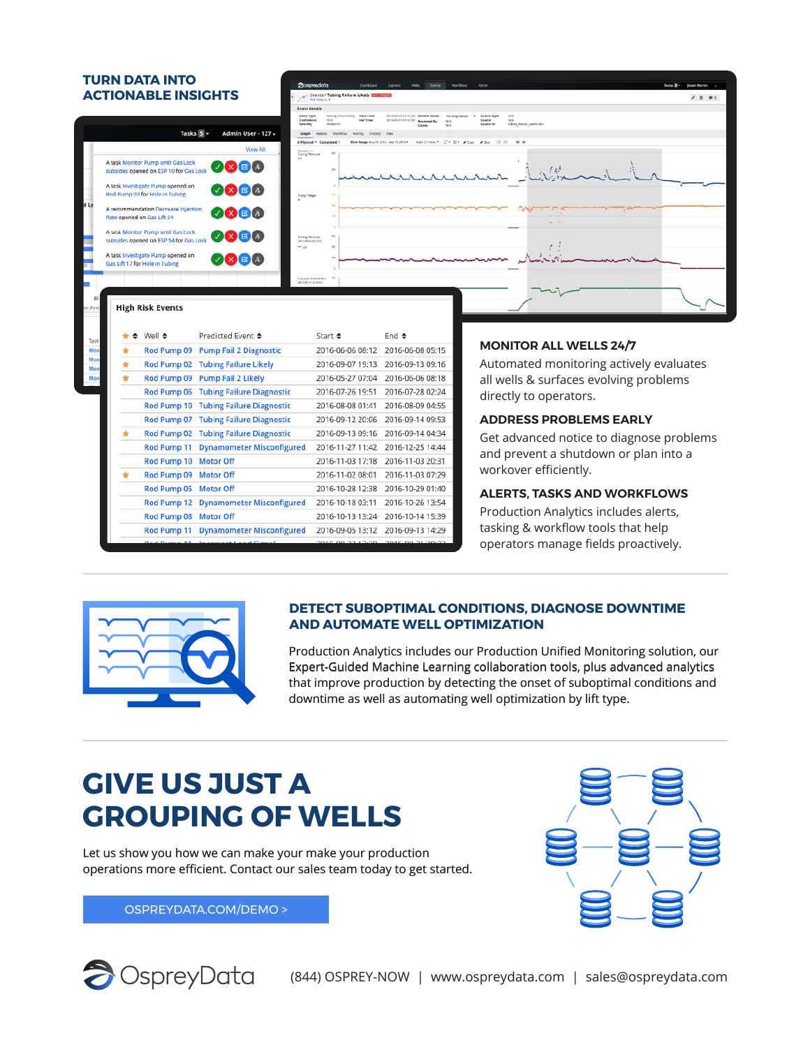## TURN DATA INTO ACTIONABLE INSIGHTS

### MONITOR ALL WELLS 24/7

Automated monitoring actively evaluates all wells & surfaces evolving problems directly to operators.

### ADDRESS PROBLEMS EARLY

Get advanced notice to diagnose problems and prevent a shutdown or plan into a workover efficiently.

### ALERTS, TASKS AND WORKFLOWS

Production Analytics includes alerts, tasking & workflow tools that help operators manage fields proactively.

## DETECT SUBOPTIMAL CONDITIONS, DIAGNOSE DOWNTIME AND AUTOMATE WELL OPTIMIZATION

Production Analytics includes our Production Unified Monitoring solution, our Expert-Guided Machine Learning collaboration tools, plus advanced analytics that improve production by detecting the onset of suboptimal conditions and downtime as well as automating well optimization by lift type.

# GIVE US JUST A GROUPING OF WELLS

Let us show you how we can make your make your production operations more efficient. Contact our sales team today to get started.

OSPREYDATA.COM/DEMO >

OspreyData

(844) OSPREY-NOW | www.ospreydata.com | sales@ospreydata.com